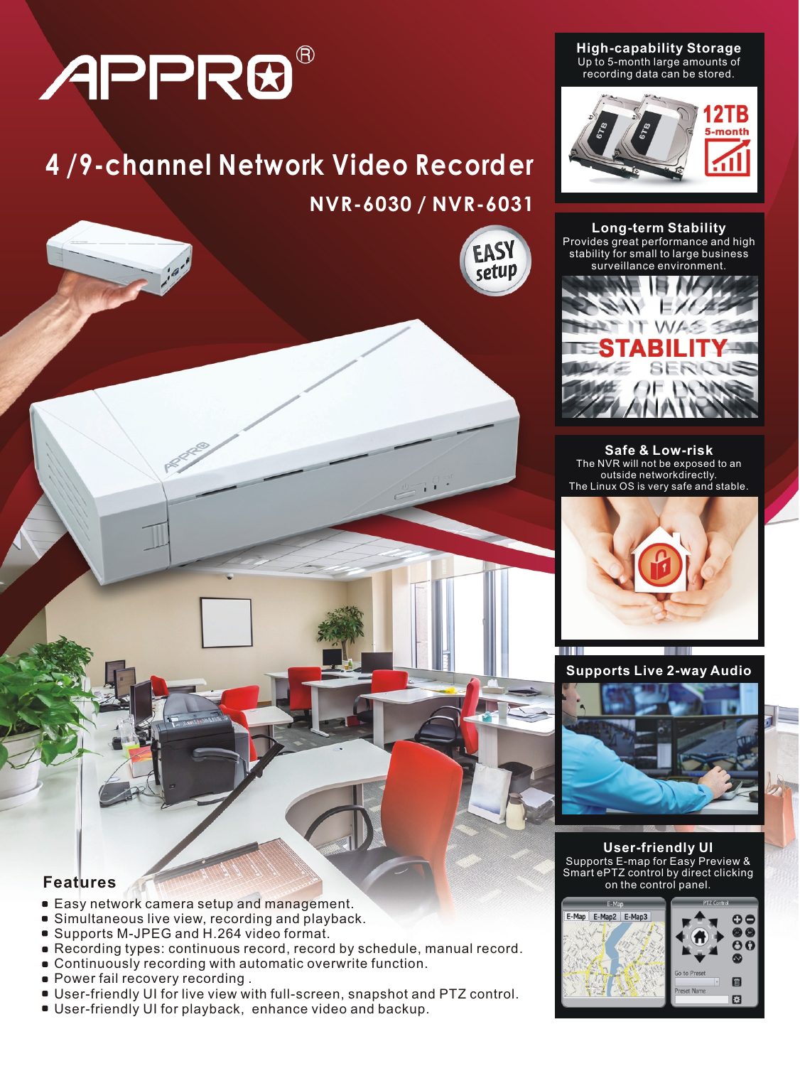APPRO®

# 4 /9-channel Network Video Recorder

## NVR-6030 / NVR-6031

EASY setup

### High-capability Storage

Up to 5-month large amounts of recording data can be stored.

12TB 5-month

### Long-term Stability

Provides great performance and high stability for small to large business surveillance environment.

### Safe & Low-risk

The NVR will not be exposed to an outside networkdirectly.
The Linux OS is very safe and stable.

### Supports Live 2-way Audio

### User-friendly UI

Supports E-map for Easy Preview & Smart ePTZ control by direct clicking on the control panel.

### Features

- Easy network camera setup and management.
- Simultaneous live view, recording and playback.
- Supports M-JPEG and H.264 video format.
- Recording types: continuous record, record by schedule, manual record.
- Continuously recording with automatic overwrite function.
- Power fail recovery recording .
- User-friendly UI for live view with full-screen, snapshot and PTZ control.
- User-friendly UI for playback, enhance video and backup.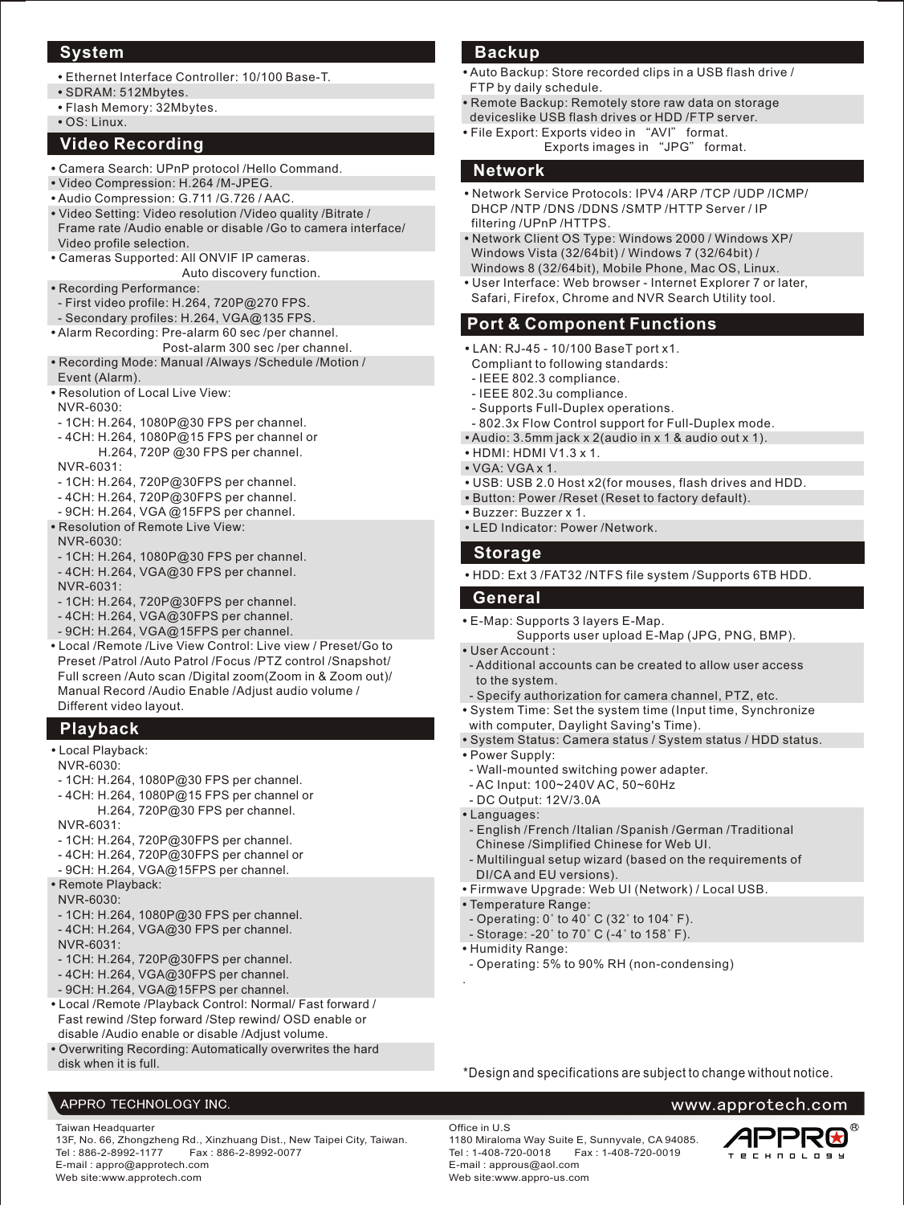## System

- Ethernet Interface Controller: 10/100 Base-T.
- SDRAM: 512Mbytes.
- Flash Memory: 32Mbytes.
- OS: Linux.

## Video Recording

- Camera Search: UPnP protocol /Hello Command.
- Video Compression: H.264 /M-JPEG.
- Audio Compression: G.711 /G.726 / AAC.
- Video Setting: Video resolution /Video quality /Bitrate / Frame rate /Audio enable or disable /Go to camera interface/ Video profile selection.
- Cameras Supported: All ONVIF IP cameras.
  Auto discovery function.
- Recording Performance:
  - First video profile: H.264, 720P@270 FPS.
  - Secondary profiles: H.264, VGA@135 FPS.
- Alarm Recording: Pre-alarm 60 sec /per channel.
  Post-alarm 300 sec /per channel.
- Recording Mode: Manual /Always /Schedule /Motion / Event (Alarm).
- Resolution of Local Live View:
  NVR-6030:
  - 1CH: H.264, 1080P@30 FPS per channel.
  - 4CH: H.264, 1080P@15 FPS per channel or
    H.264, 720P @30 FPS per channel.

  NVR-6031:
  - 1CH: H.264, 720P@30FPS per channel.
  - 4CH: H.264, 720P@30FPS per channel.
  - 9CH: H.264, VGA @15FPS per channel.
- Resolution of Remote Live View:
  NVR-6030:
  - 1CH: H.264, 1080P@30 FPS per channel.
  - 4CH: H.264, VGA@30 FPS per channel.

  NVR-6031:
  - 1CH: H.264, 720P@30FPS per channel.
  - 4CH: H.264, VGA@30FPS per channel.
  - 9CH: H.264, VGA@15FPS per channel.
- Local /Remote /Live View Control: Live view / Preset/Go to Preset /Patrol /Auto Patrol /Focus /PTZ control /Snapshot/ Full screen /Auto scan /Digital zoom(Zoom in & Zoom out)/ Manual Record /Audio Enable /Adjust audio volume / Different video layout.

## Playback

- Local Playback:
  NVR-6030:
  - 1CH: H.264, 1080P@30 FPS per channel.
  - 4CH: H.264, 1080P@15 FPS per channel or
    H.264, 720P@30 FPS per channel.

  NVR-6031:
  - 1CH: H.264, 720P@30FPS per channel.
  - 4CH: H.264, 720P@30FPS per channel or
  - 9CH: H.264, VGA@15FPS per channel.
- Remote Playback:
  NVR-6030:
  - 1CH: H.264, 1080P@30 FPS per channel.
  - 4CH: H.264, VGA@30 FPS per channel.

  NVR-6031:
  - 1CH: H.264, 720P@30FPS per channel.
  - 4CH: H.264, VGA@30FPS per channel.
  - 9CH: H.264, VGA@15FPS per channel.
- Local /Remote /Playback Control: Normal/ Fast forward / Fast rewind /Step forward /Step rewind/ OSD enable or disable /Audio enable or disable /Adjust volume.
- Overwriting Recording: Automatically overwrites the hard disk when it is full.

## Backup

- Auto Backup: Store recorded clips in a USB flash drive / FTP by daily schedule.
- Remote Backup: Remotely store raw data on storage deviceslike USB flash drives or HDD /FTP server.
- File Export: Exports video in "AVI" format.
  Exports images in "JPG" format.

## Network

- Network Service Protocols: IPV4 /ARP /TCP /UDP /ICMP/ DHCP /NTP /DNS /DDNS /SMTP /HTTP Server / IP filtering /UPnP /HTTPS.
- Network Client OS Type: Windows 2000 / Windows XP/ Windows Vista (32/64bit) / Windows 7 (32/64bit) / Windows 8 (32/64bit), Mobile Phone, Mac OS, Linux.
- User Interface: Web browser - Internet Explorer 7 or later, Safari, Firefox, Chrome and NVR Search Utility tool.

## Port & Component Functions

- LAN: RJ-45 - 10/100 BaseT port x1.
  Compliant to following standards:
  - IEEE 802.3 compliance.
  - IEEE 802.3u compliance.
  - Supports Full-Duplex operations.
  - 802.3x Flow Control support for Full-Duplex mode.
- Audio: 3.5mm jack x 2(audio in x 1 & audio out x 1).
- HDMI: HDMI V1.3 x 1.
- VGA: VGA x 1.
- USB: USB 2.0 Host x2(for mouses, flash drives and HDD.
- Button: Power /Reset (Reset to factory default).
- Buzzer: Buzzer x 1.
- LED Indicator: Power /Network.

## Storage

- HDD: Ext 3 /FAT32 /NTFS file system /Supports 6TB HDD.

## General

- E-Map: Supports 3 layers E-Map.
  Supports user upload E-Map (JPG, PNG, BMP).
- User Account :
  - Additional accounts can be created to allow user access to the system.
  - Specify authorization for camera channel, PTZ, etc.
- System Time: Set the system time (Input time, Synchronize with computer, Daylight Saving's Time).
- System Status: Camera status / System status / HDD status.
- Power Supply:
  - Wall-mounted switching power adapter.
  - AC Input: 100~240V AC, 50~60Hz
  - DC Output: 12V/3.0A
- Languages:
  - English /French /Italian /Spanish /German /Traditional Chinese /Simplified Chinese for Web UI.
  - Multilingual setup wizard (based on the requirements of DI/CA and EU versions).
- Firmware Upgrade: Web UI (Network) / Local USB.
- Temperature Range:
  - Operating: 0° to 40° C (32° to 104° F).
  - Storage: -20° to 70° C (-4° to 158° F).
- Humidity Range:
  - Operating: 5% to 90% RH (non-condensing)

*Design and specifications are subject to change without notice.

APPRO TECHNOLOGY INC. www.approtech.com

Taiwan Headquarter
13F, No. 66, Zhongzheng Rd., Xinzhuang Dist., New Taipei City, Taiwan.
Tel : 886-2-8992-1177 Fax : 886-2-8992-0077
E-mail : appro@approtech.com
Web site:www.approtech.com

Office in U.S
1180 Miraloma Way Suite E, Sunnyvale, CA 94085.
Tel : 1-408-720-0018 Fax : 1-408-720-0019
E-mail : approus@aol.com
Web site:www.appro-us.com

APPRO® TECHNOLOGY